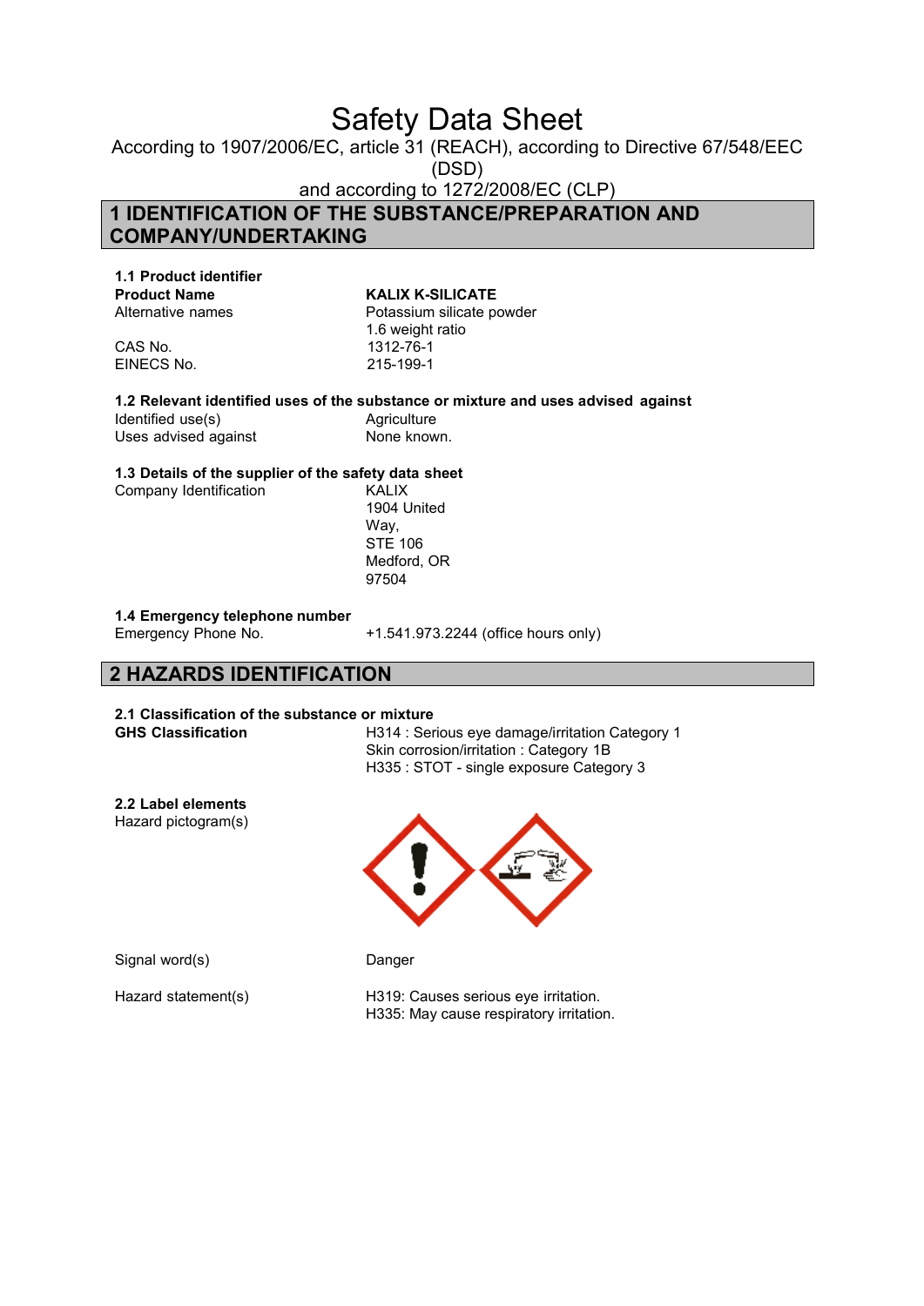# Safety Data Sheet

According to 1907/2006/EC, article 31 (REACH), according to Directive 67/548/EEC (DSD)
and according to 1272/2008/EC (CLP)

## 1 IDENTIFICATION OF THE SUBSTANCE/PREPARATION AND COMPANY/UNDERTAKING

### 1.1 Product identifier

| | |
|---|---|
| **Product Name** | **KALIX K-SILICATE** |
| Alternative names | Potassium silicate powder<br>1.6 weight ratio |
| CAS No. | 1312-76-1 |
| EINECS No. | 215-199-1 |

### 1.2 Relevant identified uses of the substance or mixture and uses advised against

| | |
|---|---|
| Identified use(s) | Agriculture |
| Uses advised against | None known. |

### 1.3 Details of the supplier of the safety data sheet

| | |
|---|---|
| Company Identification | KALIX<br>1904 United Way,<br>STE 106<br>Medford, OR<br>97504 |

### 1.4 Emergency telephone number

| | |
|---|---|
| Emergency Phone No. | +1.541.973.2244 (office hours only) |

## 2 HAZARDS IDENTIFICATION

### 2.1 Classification of the substance or mixture

| | |
|---|---|
| **GHS Classification** | H314 : Serious eye damage/irritation Category 1<br>Skin corrosion/irritation : Category 1B<br>H335 : STOT - single exposure Category 3 |

### 2.2 Label elements

Hazard pictogram(s)

| | |
|---|---|
| Signal word(s) | Danger |
| Hazard statement(s) | H319: Causes serious eye irritation.<br>H335: May cause respiratory irritation. |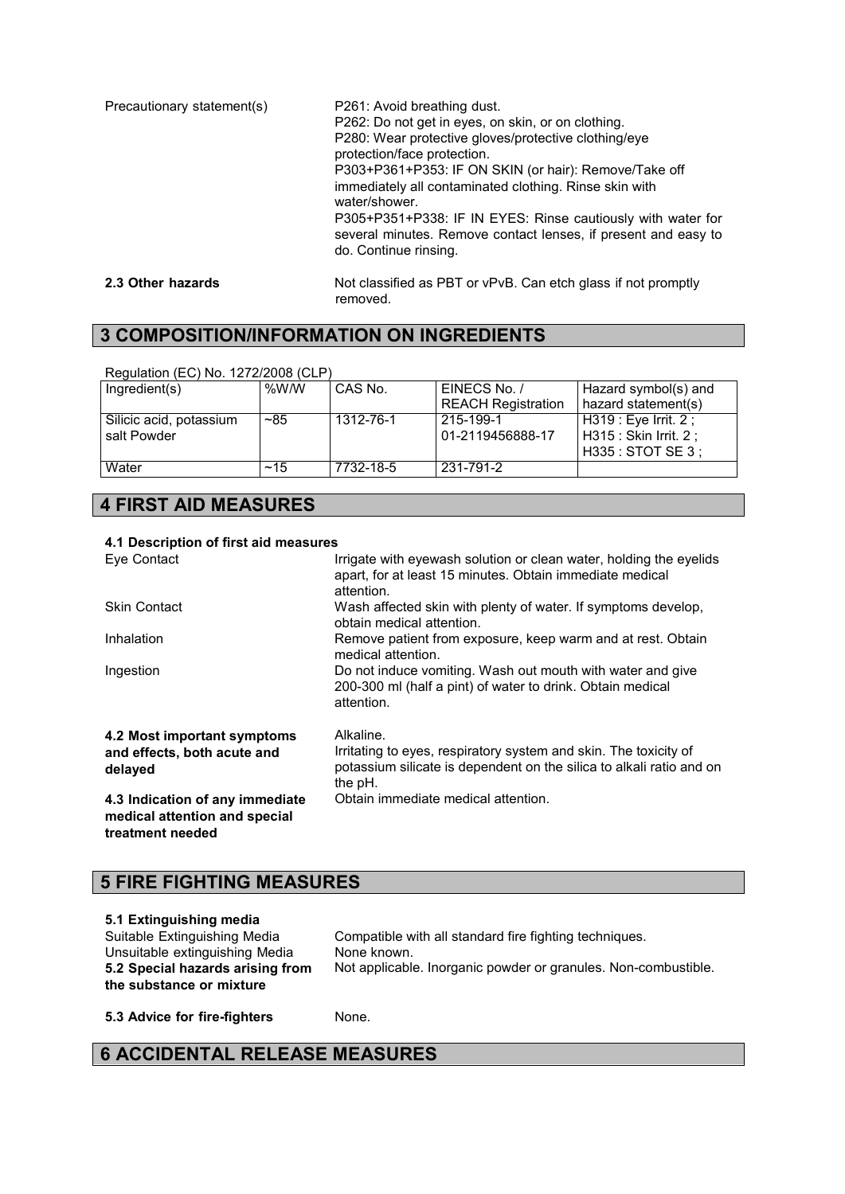Precautionary statement(s)

P261: Avoid breathing dust.
P262: Do not get in eyes, on skin, or on clothing.
P280: Wear protective gloves/protective clothing/eye protection/face protection.
P303+P361+P353: IF ON SKIN (or hair): Remove/Take off immediately all contaminated clothing. Rinse skin with water/shower.
P305+P351+P338: IF IN EYES: Rinse cautiously with water for several minutes. Remove contact lenses, if present and easy to do. Continue rinsing.

**2.3 Other hazards**

Not classified as PBT or vPvB. Can etch glass if not promptly removed.

## 3 COMPOSITION/INFORMATION ON INGREDIENTS

Regulation (EC) No. 1272/2008 (CLP)

| Ingredient(s) | %W/W | CAS No. | EINECS No. / REACH Registration | Hazard symbol(s) and hazard statement(s) |
|---|---|---|---|---|
| Silicic acid, potassium salt Powder | ~85 | 1312-76-1 | 215-199-1 01-2119456888-17 | H319 : Eye Irrit. 2 ; H315 : Skin Irrit. 2 ; H335 : STOT SE 3 ; |
| Water | ~15 | 7732-18-5 | 231-791-2 | |

## 4 FIRST AID MEASURES

**4.1 Description of first aid measures**

Eye Contact: Irrigate with eyewash solution or clean water, holding the eyelids apart, for at least 15 minutes. Obtain immediate medical attention.

Skin Contact: Wash affected skin with plenty of water. If symptoms develop, obtain medical attention.

Inhalation: Remove patient from exposure, keep warm and at rest. Obtain medical attention.

Ingestion: Do not induce vomiting. Wash out mouth with water and give 200-300 ml (half a pint) of water to drink. Obtain medical attention.

**4.2 Most important symptoms and effects, both acute and delayed**

Alkaline.
Irritating to eyes, respiratory system and skin. The toxicity of potassium silicate is dependent on the silica to alkali ratio and on the pH.

**4.3 Indication of any immediate medical attention and special treatment needed**

Obtain immediate medical attention.

## 5 FIRE FIGHTING MEASURES

**5.1 Extinguishing media**

Suitable Extinguishing Media: Compatible with all standard fire fighting techniques.
Unsuitable extinguishing Media: None known.

**5.2 Special hazards arising from the substance or mixture**

Not applicable. Inorganic powder or granules. Non-combustible.

**5.3 Advice for fire-fighters**

None.

## 6 ACCIDENTAL RELEASE MEASURES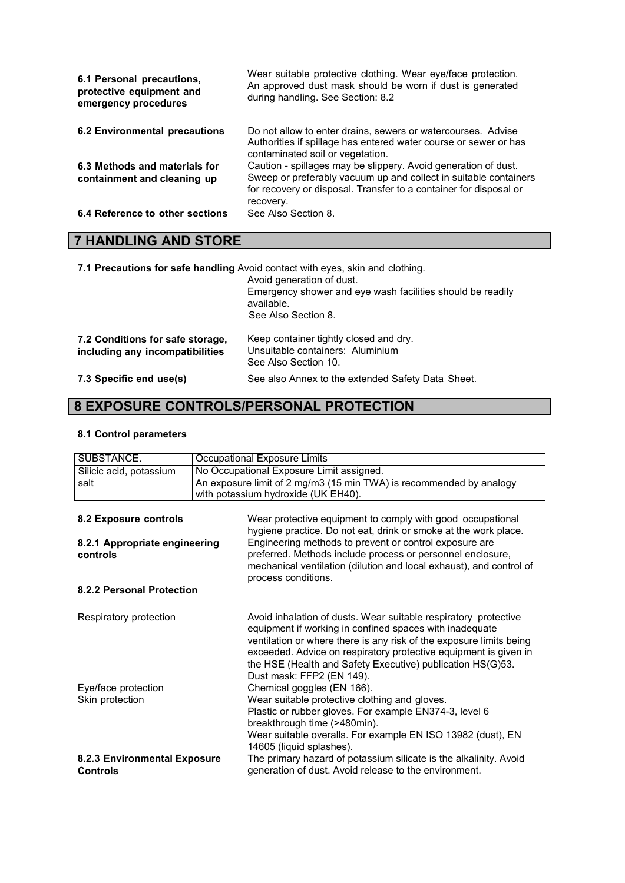**6.1 Personal precautions, protective equipment and emergency procedures**

Wear suitable protective clothing. Wear eye/face protection. An approved dust mask should be worn if dust is generated during handling. See Section: 8.2

**6.2 Environmental precautions**

Do not allow to enter drains, sewers or watercourses. Advise Authorities if spillage has entered water course or sewer or has contaminated soil or vegetation.

**6.3 Methods and materials for containment and cleaning up**

Caution - spillages may be slippery. Avoid generation of dust. Sweep or preferably vacuum up and collect in suitable containers for recovery or disposal. Transfer to a container for disposal or recovery.

**6.4 Reference to other sections**

See Also Section 8.

## 7 HANDLING AND STORE

**7.1 Precautions for safe handling** Avoid contact with eyes, skin and clothing.
Avoid generation of dust.
Emergency shower and eye wash facilities should be readily available.
See Also Section 8.

**7.2 Conditions for safe storage, including any incompatibilities**

Keep container tightly closed and dry.
Unsuitable containers: Aluminium
See Also Section 10.

**7.3 Specific end use(s)**

See also Annex to the extended Safety Data Sheet.

## 8 EXPOSURE CONTROLS/PERSONAL PROTECTION

**8.1 Control parameters**

| SUBSTANCE. | Occupational Exposure Limits |
|---|---|
| Silicic acid, potassium salt | No Occupational Exposure Limit assigned.<br>An exposure limit of 2 mg/m3 (15 min TWA) is recommended by analogy with potassium hydroxide (UK EH40). |

**8.2 Exposure controls**

Wear protective equipment to comply with good occupational hygiene practice. Do not eat, drink or smoke at the work place.

**8.2.1 Appropriate engineering controls**

Engineering methods to prevent or control exposure are preferred. Methods include process or personnel enclosure, mechanical ventilation (dilution and local exhaust), and control of process conditions.

**8.2.2 Personal Protection**

Respiratory protection

Avoid inhalation of dusts. Wear suitable respiratory protective equipment if working in confined spaces with inadequate ventilation or where there is any risk of the exposure limits being exceeded. Advice on respiratory protective equipment is given in the HSE (Health and Safety Executive) publication HS(G)53.
Dust mask: FFP2 (EN 149).

Eye/face protection

Chemical goggles (EN 166).

Skin protection

Wear suitable protective clothing and gloves.
Plastic or rubber gloves. For example EN374-3, level 6 breakthrough time (>480min).
Wear suitable overalls. For example EN ISO 13982 (dust), EN 14605 (liquid splashes).

**8.2.3 Environmental Exposure Controls**

The primary hazard of potassium silicate is the alkalinity. Avoid generation of dust. Avoid release to the environment.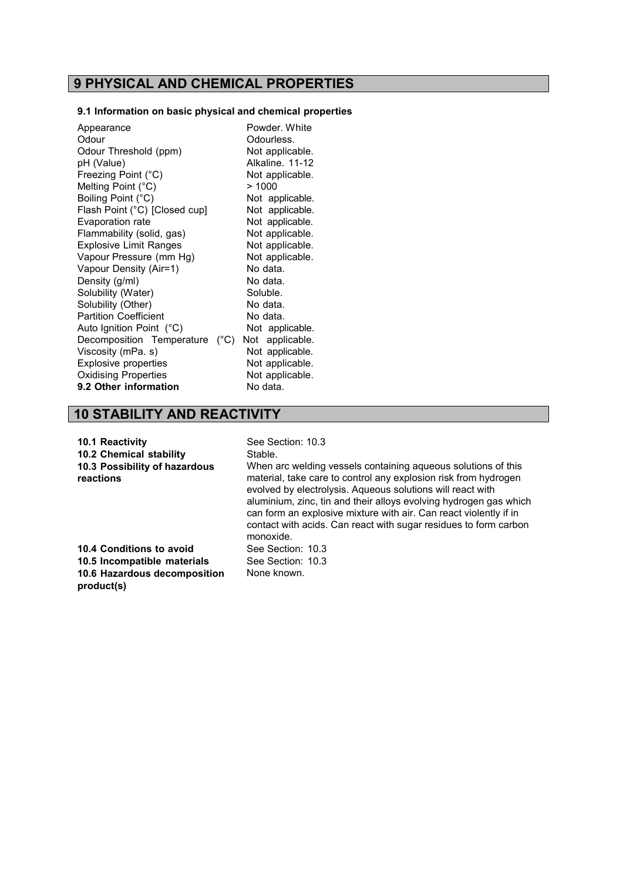# 9 PHYSICAL AND CHEMICAL PROPERTIES

### 9.1 Information on basic physical and chemical properties

| | |
|---|---|
| Appearance | Powder. White |
| Odour | Odourless. |
| Odour Threshold (ppm) | Not applicable. |
| pH (Value) | Alkaline. 11-12 |
| Freezing Point (°C) | Not applicable. |
| Melting Point (°C) | > 1000 |
| Boiling Point (°C) | Not applicable. |
| Flash Point (°C) [Closed cup] | Not applicable. |
| Evaporation rate | Not applicable. |
| Flammability (solid, gas) | Not applicable. |
| Explosive Limit Ranges | Not applicable. |
| Vapour Pressure (mm Hg) | Not applicable. |
| Vapour Density (Air=1) | No data. |
| Density (g/ml) | No data. |
| Solubility (Water) | Soluble. |
| Solubility (Other) | No data. |
| Partition Coefficient | No data. |
| Auto Ignition Point (°C) | Not applicable. |
| Decomposition Temperature (°C) | Not applicable. |
| Viscosity (mPa. s) | Not applicable. |
| Explosive properties | Not applicable. |
| Oxidising Properties | Not applicable. |
| **9.2 Other information** | No data. |

# 10 STABILITY AND REACTIVITY

| | |
|---|---|
| **10.1 Reactivity** | See Section: 10.3 |
| **10.2 Chemical stability** | Stable. |
| **10.3 Possibility of hazardous reactions** | When arc welding vessels containing aqueous solutions of this material, take care to control any explosion risk from hydrogen evolved by electrolysis. Aqueous solutions will react with aluminium, zinc, tin and their alloys evolving hydrogen gas which can form an explosive mixture with air. Can react violently if in contact with acids. Can react with sugar residues to form carbon monoxide. |
| **10.4 Conditions to avoid** | See Section: 10.3 |
| **10.5 Incompatible materials** | See Section: 10.3 |
| **10.6 Hazardous decomposition product(s)** | None known. |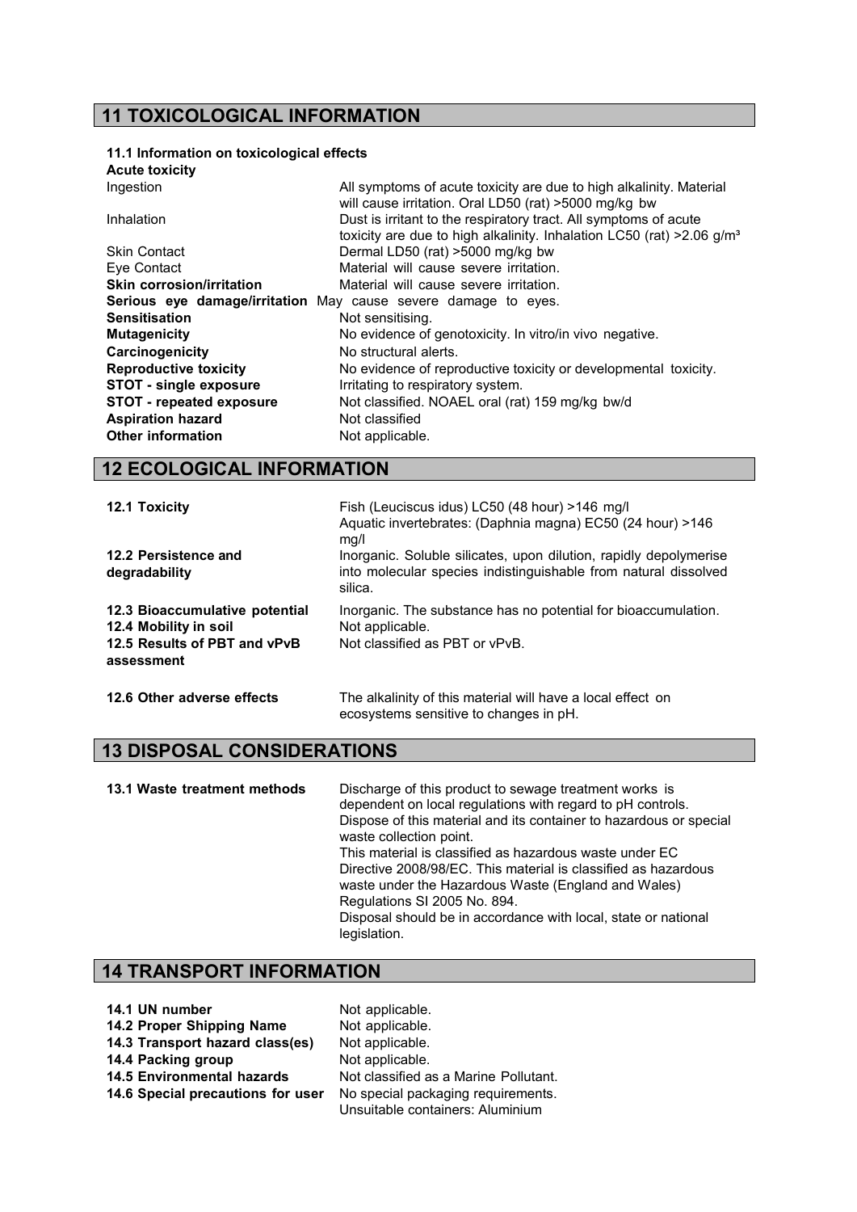## 11 TOXICOLOGICAL INFORMATION

**11.1 Information on toxicological effects**

**Acute toxicity**

| | |
|---|---|
| Ingestion | All symptoms of acute toxicity are due to high alkalinity. Material will cause irritation. Oral LD50 (rat) >5000 mg/kg bw |
| Inhalation | Dust is irritant to the respiratory tract. All symptoms of acute toxicity are due to high alkalinity. Inhalation LC50 (rat) >2.06 g/m³ |
| Skin Contact | Dermal LD50 (rat) >5000 mg/kg bw |
| Eye Contact | Material will cause severe irritation. |
| **Skin corrosion/irritation** | Material will cause severe irritation. |
| **Serious eye damage/irritation** | May cause severe damage to eyes. |
| **Sensitisation** | Not sensitising. |
| **Mutagenicity** | No evidence of genotoxicity. In vitro/in vivo negative. |
| **Carcinogenicity** | No structural alerts. |
| **Reproductive toxicity** | No evidence of reproductive toxicity or developmental toxicity. |
| **STOT - single exposure** | Irritating to respiratory system. |
| **STOT - repeated exposure** | Not classified. NOAEL oral (rat) 159 mg/kg bw/d |
| **Aspiration hazard** | Not classified |
| **Other information** | Not applicable. |

## 12 ECOLOGICAL INFORMATION

| | |
|---|---|
| **12.1 Toxicity** | Fish (Leuciscus idus) LC50 (48 hour) >146 mg/l<br>Aquatic invertebrates: (Daphnia magna) EC50 (24 hour) >146 mg/l |
| **12.2 Persistence and degradability** | Inorganic. Soluble silicates, upon dilution, rapidly depolymerise into molecular species indistinguishable from natural dissolved silica. |
| **12.3 Bioaccumulative potential** | Inorganic. The substance has no potential for bioaccumulation. |
| **12.4 Mobility in soil** | Not applicable. |
| **12.5 Results of PBT and vPvB assessment** | Not classified as PBT or vPvB. |
| **12.6 Other adverse effects** | The alkalinity of this material will have a local effect on ecosystems sensitive to changes in pH. |

## 13 DISPOSAL CONSIDERATIONS

**13.1 Waste treatment methods**

Discharge of this product to sewage treatment works is dependent on local regulations with regard to pH controls.
Dispose of this material and its container to hazardous or special waste collection point.
This material is classified as hazardous waste under EC Directive 2008/98/EC. This material is classified as hazardous waste under the Hazardous Waste (England and Wales) Regulations SI 2005 No. 894.
Disposal should be in accordance with local, state or national legislation.

## 14 TRANSPORT INFORMATION

| | |
|---|---|
| **14.1 UN number** | Not applicable. |
| **14.2 Proper Shipping Name** | Not applicable. |
| **14.3 Transport hazard class(es)** | Not applicable. |
| **14.4 Packing group** | Not applicable. |
| **14.5 Environmental hazards** | Not classified as a Marine Pollutant. |
| **14.6 Special precautions for user** | No special packaging requirements.<br>Unsuitable containers: Aluminium |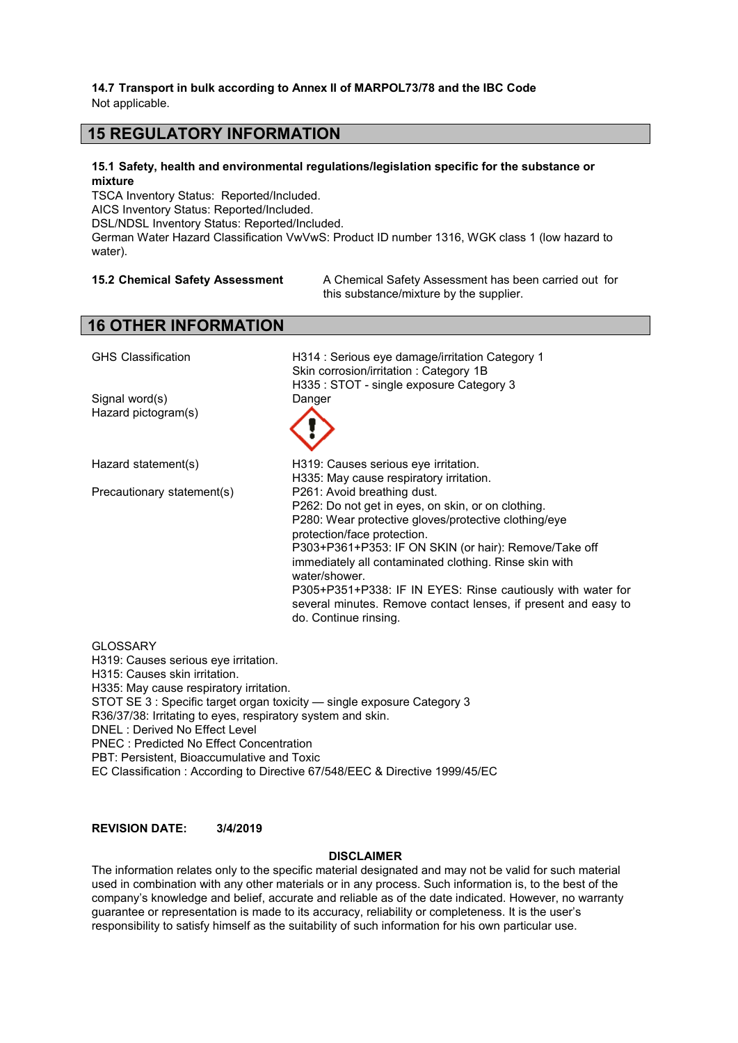**14.7 Transport in bulk according to Annex II of MARPOL73/78 and the IBC Code**
Not applicable.

## 15 REGULATORY INFORMATION

**15.1 Safety, health and environmental regulations/legislation specific for the substance or mixture**
TSCA Inventory Status: Reported/Included.
AICS Inventory Status: Reported/Included.
DSL/NDSL Inventory Status: Reported/Included.
German Water Hazard Classification VwVwS: Product ID number 1316, WGK class 1 (low hazard to water).

**15.2 Chemical Safety Assessment** A Chemical Safety Assessment has been carried out for this substance/mixture by the supplier.

## 16 OTHER INFORMATION

| | |
|---|---|
| GHS Classification | H314 : Serious eye damage/irritation Category 1<br>Skin corrosion/irritation : Category 1B<br>H335 : STOT - single exposure Category 3 |
| Signal word(s) | Danger |
| Hazard pictogram(s) | |
| Hazard statement(s) | H319: Causes serious eye irritation.<br>H335: May cause respiratory irritation. |
| Precautionary statement(s) | P261: Avoid breathing dust.<br>P262: Do not get in eyes, on skin, or on clothing.<br>P280: Wear protective gloves/protective clothing/eye protection/face protection.<br>P303+P361+P353: IF ON SKIN (or hair): Remove/Take off immediately all contaminated clothing. Rinse skin with water/shower.<br>P305+P351+P338: IF IN EYES: Rinse cautiously with water for several minutes. Remove contact lenses, if present and easy to do. Continue rinsing. |

GLOSSARY
H319: Causes serious eye irritation.
H315: Causes skin irritation.
H335: May cause respiratory irritation.
STOT SE 3 : Specific target organ toxicity — single exposure Category 3
R36/37/38: Irritating to eyes, respiratory system and skin.
DNEL : Derived No Effect Level
PNEC : Predicted No Effect Concentration
PBT: Persistent, Bioaccumulative and Toxic
EC Classification : According to Directive 67/548/EEC & Directive 1999/45/EC

**REVISION DATE: 3/4/2019**

**DISCLAIMER**

The information relates only to the specific material designated and may not be valid for such material used in combination with any other materials or in any process. Such information is, to the best of the company's knowledge and belief, accurate and reliable as of the date indicated. However, no warranty guarantee or representation is made to its accuracy, reliability or completeness. It is the user's responsibility to satisfy himself as the suitability of such information for his own particular use.